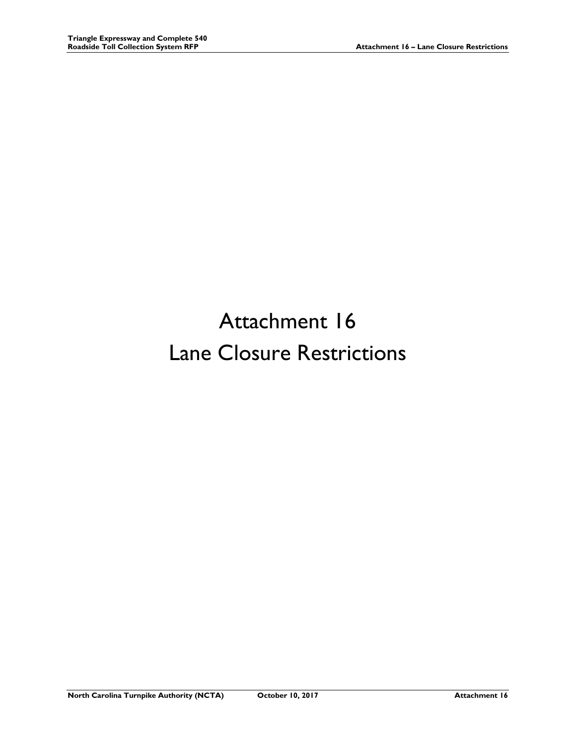# Attachment 16

# Lane Closure Restrictions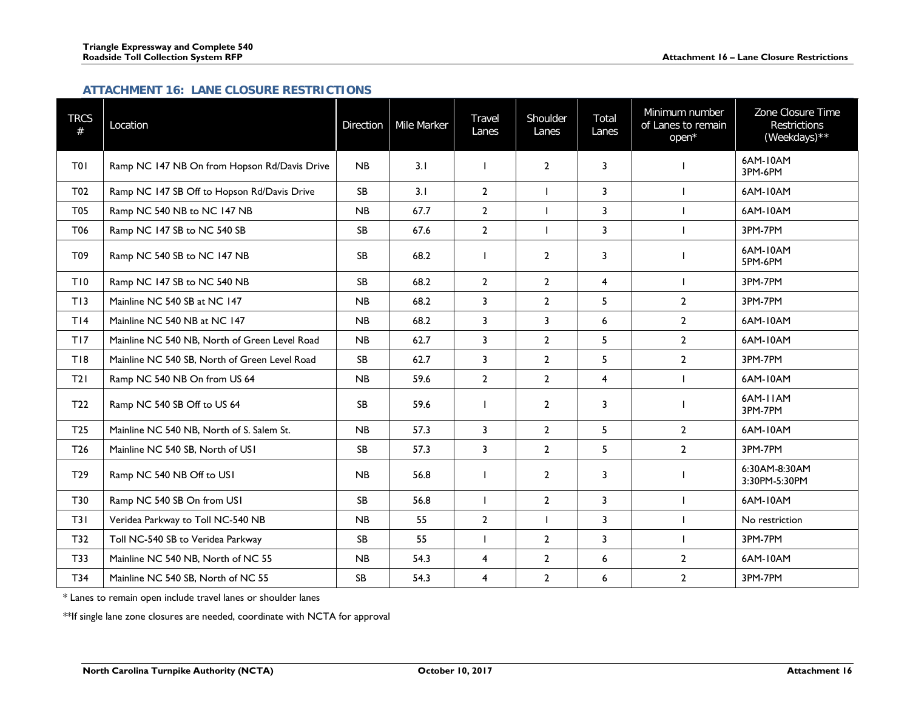## ATTACHMENT 16: LANE CLOSURE RESTRICTIONS

| TRCS # | Location | Direction | Mile Marker | Travel Lanes | Shoulder Lanes | Total Lanes | Minimum number of Lanes to remain open* | Zone Closure Time Restrictions (Weekdays)** |
|---|---|---|---|---|---|---|---|---|
| T01 | Ramp NC 147 NB On from Hopson Rd/Davis Drive | NB | 3.1 | 1 | 2 | 3 | 1 | 6AM-10AM<br>3PM-6PM |
| T02 | Ramp NC 147 SB Off to Hopson Rd/Davis Drive | SB | 3.1 | 2 | 1 | 3 | 1 | 6AM-10AM |
| T05 | Ramp NC 540 NB to NC 147 NB | NB | 67.7 | 2 | 1 | 3 | 1 | 6AM-10AM |
| T06 | Ramp NC 147 SB to NC 540 SB | SB | 67.6 | 2 | 1 | 3 | 1 | 3PM-7PM |
| T09 | Ramp NC 540 SB to NC 147 NB | SB | 68.2 | 1 | 2 | 3 | 1 | 6AM-10AM<br>5PM-6PM |
| T10 | Ramp NC 147 SB to NC 540 NB | SB | 68.2 | 2 | 2 | 4 | 1 | 3PM-7PM |
| T13 | Mainline NC 540 SB at NC 147 | NB | 68.2 | 3 | 2 | 5 | 2 | 3PM-7PM |
| T14 | Mainline NC 540 NB at NC 147 | NB | 68.2 | 3 | 3 | 6 | 2 | 6AM-10AM |
| T17 | Mainline NC 540 NB, North of Green Level Road | NB | 62.7 | 3 | 2 | 5 | 2 | 6AM-10AM |
| T18 | Mainline NC 540 SB, North of Green Level Road | SB | 62.7 | 3 | 2 | 5 | 2 | 3PM-7PM |
| T21 | Ramp NC 540 NB On from US 64 | NB | 59.6 | 2 | 2 | 4 | 1 | 6AM-10AM |
| T22 | Ramp NC 540 SB Off to US 64 | SB | 59.6 | 1 | 2 | 3 | 1 | 6AM-11AM<br>3PM-7PM |
| T25 | Mainline NC 540 NB, North of S. Salem St. | NB | 57.3 | 3 | 2 | 5 | 2 | 6AM-10AM |
| T26 | Mainline NC 540 SB, North of US1 | SB | 57.3 | 3 | 2 | 5 | 2 | 3PM-7PM |
| T29 | Ramp NC 540 NB Off to US1 | NB | 56.8 | 1 | 2 | 3 | 1 | 6:30AM-8:30AM<br>3:30PM-5:30PM |
| T30 | Ramp NC 540 SB On from US1 | SB | 56.8 | 1 | 2 | 3 | 1 | 6AM-10AM |
| T31 | Veridea Parkway to Toll NC-540 NB | NB | 55 | 2 | 1 | 3 | 1 | No restriction |
| T32 | Toll NC-540 SB to Veridea Parkway | SB | 55 | 1 | 2 | 3 | 1 | 3PM-7PM |
| T33 | Mainline NC 540 NB, North of NC 55 | NB | 54.3 | 4 | 2 | 6 | 2 | 6AM-10AM |
| T34 | Mainline NC 540 SB, North of NC 55 | SB | 54.3 | 4 | 2 | 6 | 2 | 3PM-7PM |

* Lanes to remain open include travel lanes or shoulder lanes

**If single lane zone closures are needed, coordinate with NCTA for approval